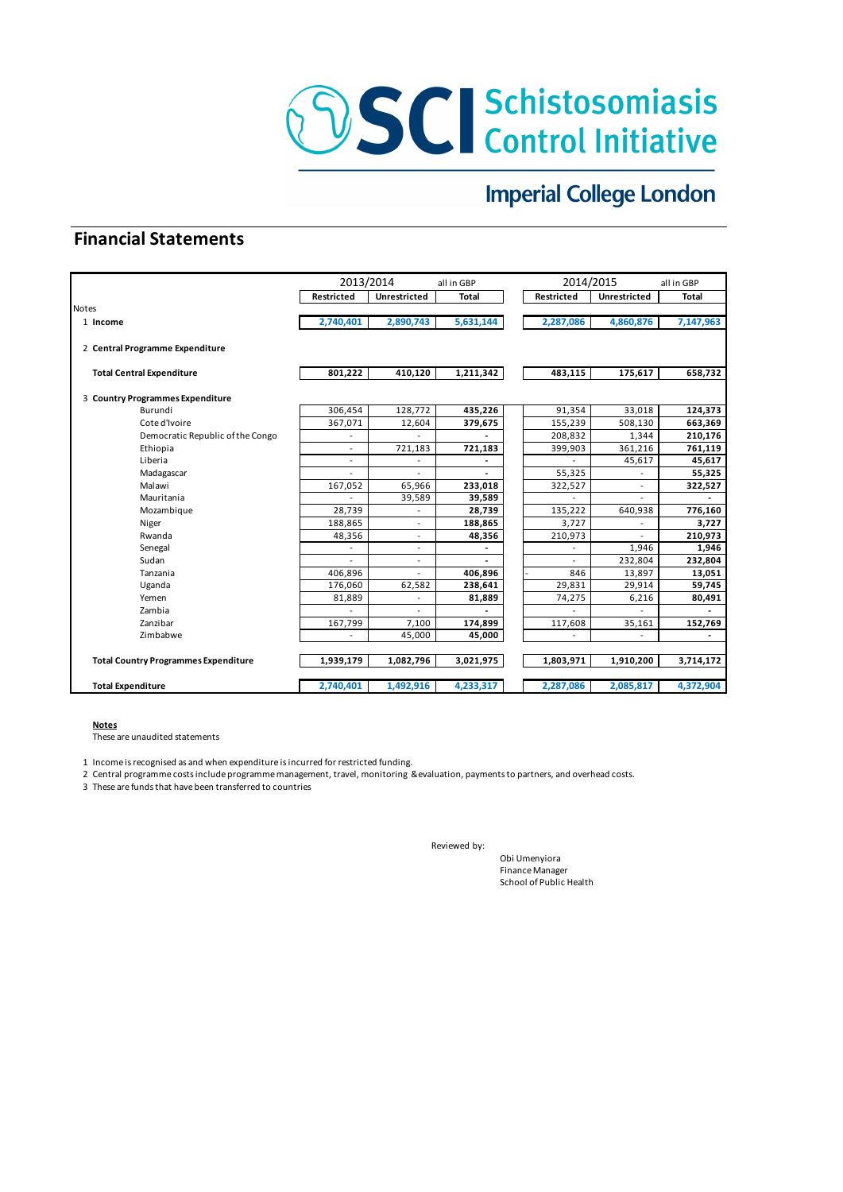# SCI Schistosomiasis Control Initiative

Imperial College London

## Financial Statements

| Notes | 2013/2014 Restricted | 2013/2014 Unrestricted | 2013/2014 Total (all in GBP) | 2014/2015 Restricted | 2014/2015 Unrestricted | 2014/2015 Total (all in GBP) |
|---|---|---|---|---|---|---|
| 1 **Income** | 2,740,401 | 2,890,743 | 5,631,144 | 2,287,086 | 4,860,876 | 7,147,963 |
| 2 **Central Programme Expenditure** | | | | | | |
| **Total Central Expenditure** | 801,222 | 410,120 | 1,211,342 | 483,115 | 175,617 | 658,732 |
| 3 **Country Programmes Expenditure** | | | | | | |
| Burundi | 306,454 | 128,772 | **435,226** | 91,354 | 33,018 | **124,373** |
| Cote d'Ivoire | 367,071 | 12,604 | **379,675** | 155,239 | 508,130 | **663,369** |
| Democratic Republic of the Congo | - | - | **-** | 208,832 | 1,344 | **210,176** |
| Ethiopia | - | 721,183 | **721,183** | 399,903 | 361,216 | **761,119** |
| Liberia | - | - | **-** | - | 45,617 | **45,617** |
| Madagascar | - | - | **-** | 55,325 | - | **55,325** |
| Malawi | 167,052 | 65,966 | **233,018** | 322,527 | - | **322,527** |
| Mauritania | - | 39,589 | **39,589** | - | - | **-** |
| Mozambique | 28,739 | - | **28,739** | 135,222 | 640,938 | **776,160** |
| Niger | 188,865 | - | **188,865** | 3,727 | - | **3,727** |
| Rwanda | 48,356 | - | **48,356** | 210,973 | - | **210,973** |
| Senegal | - | - | **-** | - | 1,946 | **1,946** |
| Sudan | - | - | **-** | - | 232,804 | **232,804** |
| Tanzania | 406,896 | - | **406,896** | - 846 | 13,897 | **13,051** |
| Uganda | 176,060 | 62,582 | **238,641** | 29,831 | 29,914 | **59,745** |
| Yemen | 81,889 | - | **81,889** | 74,275 | 6,216 | **80,491** |
| Zambia | - | - | **-** | - | - | **-** |
| Zanzibar | 167,799 | 7,100 | **174,899** | 117,608 | 35,161 | **152,769** |
| Zimbabwe | - | 45,000 | **45,000** | - | - | **-** |
| **Total Country Programmes Expenditure** | 1,939,179 | 1,082,796 | 3,021,975 | 1,803,971 | 1,910,200 | 3,714,172 |
| **Total Expenditure** | 2,740,401 | 1,492,916 | 4,233,317 | 2,287,086 | 2,085,817 | 4,372,904 |

**Notes**

These are unaudited statements

1 Income is recognised as and when expenditure is incurred for restricted funding.

2 Central programme costs include programme management, travel, monitoring & evaluation, payments to partners, and overhead costs.

3 These are funds that have been transferred to countries

Reviewed by:

Obi Umenyiora
Finance Manager
School of Public Health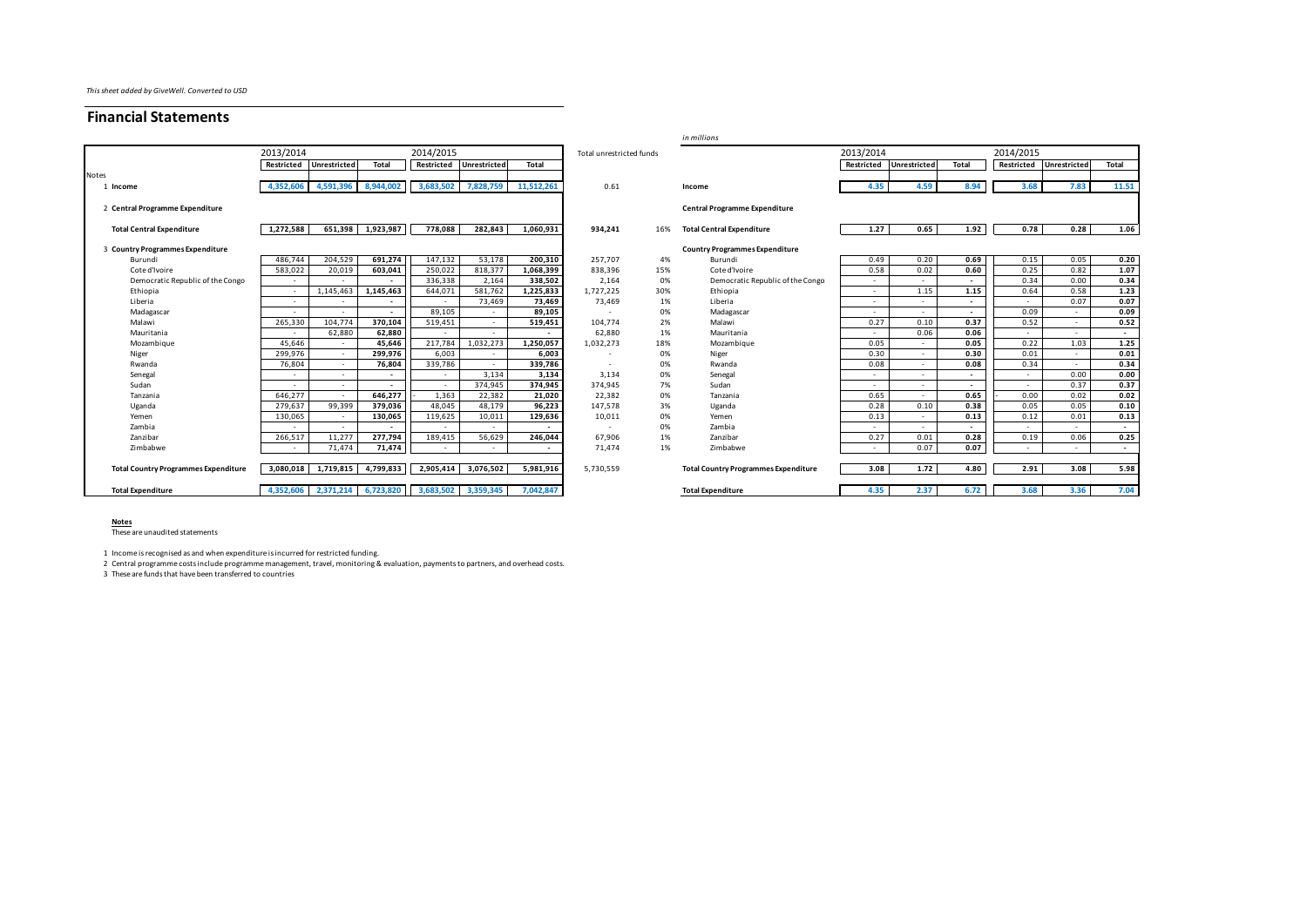*This sheet added by GiveWell. Converted to USD*

## Financial Statements

| Notes | | 2013/2014 | | | 2014/2015 | | | Total unrestricted funds | |
|---|---|---|---|---|---|---|---|---|---|
| | | Restricted | Unrestricted | Total | Restricted | Unrestricted | Total | | |
| 1 | Income | 4,352,606 | 4,591,396 | 8,944,002 | 3,683,502 | 7,828,759 | 11,512,261 | 0.61 | |
| 2 | Central Programme Expenditure | | | | | | | | |
| | Total Central Expenditure | 1,272,588 | 651,398 | 1,923,987 | 778,088 | 282,843 | 1,060,931 | 934,241 | 16% |
| 3 | Country Programmes Expenditure | | | | | | | | |
| | Burundi | 486,744 | 204,529 | 691,274 | 147,132 | 53,178 | 200,310 | 257,707 | 4% |
| | Cote d'Ivoire | 583,022 | 20,019 | 603,041 | 250,022 | 818,377 | 1,068,399 | 838,396 | 15% |
| | Democratic Republic of the Congo | - | - | - | 336,338 | 2,164 | 338,502 | 2,164 | 0% |
| | Ethiopia | - | 1,145,463 | 1,145,463 | 644,071 | 581,762 | 1,225,833 | 1,727,225 | 30% |
| | Liberia | - | - | - | - | 73,469 | 73,469 | 73,469 | 1% |
| | Madagascar | - | - | - | 89,105 | - | 89,105 | - | 0% |
| | Malawi | 265,330 | 104,774 | 370,104 | 519,451 | - | 519,451 | 104,774 | 2% |
| | Mauritania | - | 62,880 | 62,880 | - | - | - | 62,880 | 1% |
| | Mozambique | 45,646 | - | 45,646 | 217,784 | 1,032,273 | 1,250,057 | 1,032,273 | 18% |
| | Niger | 299,976 | - | 299,976 | 6,003 | - | 6,003 | - | 0% |
| | Rwanda | 76,804 | - | 76,804 | 339,786 | - | 339,786 | - | 0% |
| | Senegal | - | - | - | - | 3,134 | 3,134 | 3,134 | 0% |
| | Sudan | - | - | - | - | 374,945 | 374,945 | 374,945 | 7% |
| | Tanzania | 646,277 | - | 646,277 | - 1,363 | 22,382 | 21,020 | 22,382 | 0% |
| | Uganda | 279,637 | 99,399 | 379,036 | 48,045 | 48,179 | 96,223 | 147,578 | 3% |
| | Yemen | 130,065 | - | 130,065 | 119,625 | 10,011 | 129,636 | 10,011 | 0% |
| | Zambia | - | - | - | - | - | - | - | 0% |
| | Zanzibar | 266,517 | 11,277 | 277,794 | 189,415 | 56,629 | 246,044 | 67,906 | 1% |
| | Zimbabwe | - | 71,474 | 71,474 | - | - | - | 71,474 | 1% |
| | Total Country Programmes Expenditure | 3,080,018 | 1,719,815 | 4,799,833 | 2,905,414 | 3,076,502 | 5,981,916 | 5,730,559 | |
| | Total Expenditure | 4,352,606 | 2,371,214 | 6,723,820 | 3,683,502 | 3,359,345 | 7,042,847 | | |

*in millions*

| | 2013/2014 | | | 2014/2015 | | |
|---|---|---|---|---|---|---|
| | Restricted | Unrestricted | Total | Restricted | Unrestricted | Total |
| Income | 4.35 | 4.59 | 8.94 | 3.68 | 7.83 | 11.51 |
| Central Programme Expenditure | | | | | | |
| Total Central Expenditure | 1.27 | 0.65 | 1.92 | 0.78 | 0.28 | 1.06 |
| Country Programmes Expenditure | | | | | | |
| Burundi | 0.49 | 0.20 | 0.69 | 0.15 | 0.05 | 0.20 |
| Cote d'Ivoire | 0.58 | 0.02 | 0.60 | 0.25 | 0.82 | 1.07 |
| Democratic Republic of the Congo | - | - | - | 0.34 | 0.00 | 0.34 |
| Ethiopia | - | 1.15 | 1.15 | 0.64 | 0.58 | 1.23 |
| Liberia | - | - | - | - | 0.07 | 0.07 |
| Madagascar | - | - | - | 0.09 | - | 0.09 |
| Malawi | 0.27 | 0.10 | 0.37 | 0.52 | - | 0.52 |
| Mauritania | - | 0.06 | 0.06 | - | - | - |
| Mozambique | 0.05 | - | 0.05 | 0.22 | 1.03 | 1.25 |
| Niger | 0.30 | - | 0.30 | 0.01 | - | 0.01 |
| Rwanda | 0.08 | - | 0.08 | 0.34 | - | 0.34 |
| Senegal | - | - | - | - | 0.00 | 0.00 |
| Sudan | - | - | - | - | 0.37 | 0.37 |
| Tanzania | 0.65 | - | 0.65 | - 0.00 | 0.02 | 0.02 |
| Uganda | 0.28 | 0.10 | 0.38 | 0.05 | 0.05 | 0.10 |
| Yemen | 0.13 | - | 0.13 | 0.12 | 0.01 | 0.13 |
| Zambia | - | - | - | - | - | - |
| Zanzibar | 0.27 | 0.01 | 0.28 | 0.19 | 0.06 | 0.25 |
| Zimbabwe | - | 0.07 | 0.07 | - | - | - |
| Total Country Programmes Expenditure | 3.08 | 1.72 | 4.80 | 2.91 | 3.08 | 5.98 |
| Total Expenditure | 4.35 | 2.37 | 6.72 | 3.68 | 3.36 | 7.04 |

**Notes**

These are unaudited statements

1 Income is recognised as and when expenditure is incurred for restricted funding.

2 Central programme costs include programme management, travel, monitoring & evaluation, payments to partners, and overhead costs.

3 These are funds that have been transferred to countries